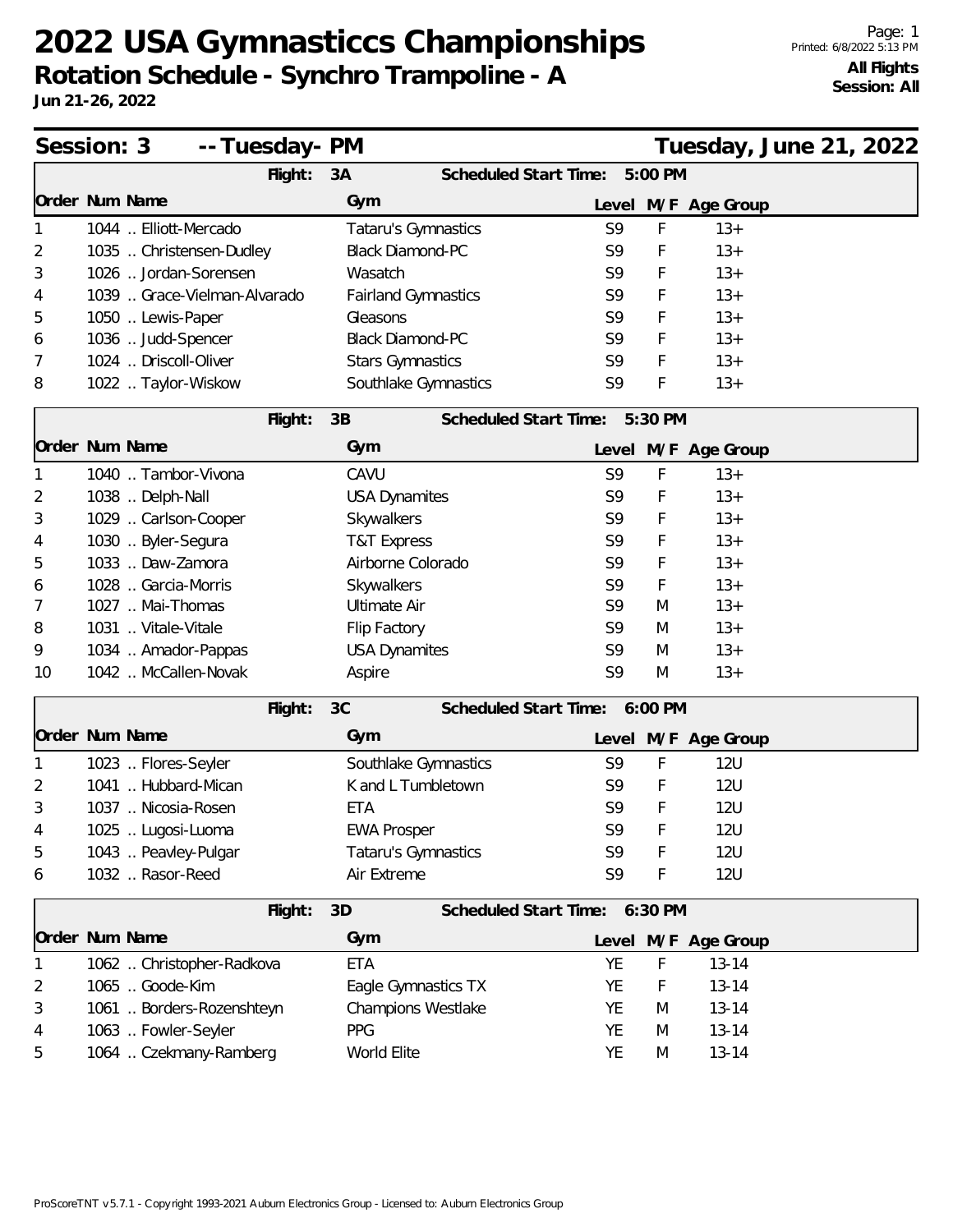# 2022 USA Gymnasticcs Championships

## Rotation Schedule - Synchro Trampoline - A

**Jun 21-26, 2022**

**All Flights**
**Session: All**

## Session: 3 -- Tuesday- PM — Tuesday, June 21, 2022

### Flight: 3A — Scheduled Start Time: 5:00 PM

| Order | Num | Name | Gym | Level | M/F | Age Group |
|---|---|---|---|---|---|---|
| 1 | 1044 | .. Elliott-Mercado | Tataru's Gymnastics | S9 | F | 13+ |
| 2 | 1035 | .. Christensen-Dudley | Black Diamond-PC | S9 | F | 13+ |
| 3 | 1026 | .. Jordan-Sorensen | Wasatch | S9 | F | 13+ |
| 4 | 1039 | .. Grace-Vielman-Alvarado | Fairland Gymnastics | S9 | F | 13+ |
| 5 | 1050 | .. Lewis-Paper | Gleasons | S9 | F | 13+ |
| 6 | 1036 | .. Judd-Spencer | Black Diamond-PC | S9 | F | 13+ |
| 7 | 1024 | .. Driscoll-Oliver | Stars Gymnastics | S9 | F | 13+ |
| 8 | 1022 | .. Taylor-Wiskow | Southlake Gymnastics | S9 | F | 13+ |

### Flight: 3B — Scheduled Start Time: 5:30 PM

| Order | Num | Name | Gym | Level | M/F | Age Group |
|---|---|---|---|---|---|---|
| 1 | 1040 | .. Tambor-Vivona | CAVU | S9 | F | 13+ |
| 2 | 1038 | .. Delph-Nall | USA Dynamites | S9 | F | 13+ |
| 3 | 1029 | .. Carlson-Cooper | Skywalkers | S9 | F | 13+ |
| 4 | 1030 | .. Byler-Segura | T&T Express | S9 | F | 13+ |
| 5 | 1033 | .. Daw-Zamora | Airborne Colorado | S9 | F | 13+ |
| 6 | 1028 | .. Garcia-Morris | Skywalkers | S9 | F | 13+ |
| 7 | 1027 | .. Mai-Thomas | Ultimate Air | S9 | M | 13+ |
| 8 | 1031 | .. Vitale-Vitale | Flip Factory | S9 | M | 13+ |
| 9 | 1034 | .. Amador-Pappas | USA Dynamites | S9 | M | 13+ |
| 10 | 1042 | .. McCallen-Novak | Aspire | S9 | M | 13+ |

### Flight: 3C — Scheduled Start Time: 6:00 PM

| Order | Num | Name | Gym | Level | M/F | Age Group |
|---|---|---|---|---|---|---|
| 1 | 1023 | .. Flores-Seyler | Southlake Gymnastics | S9 | F | 12U |
| 2 | 1041 | .. Hubbard-Mican | K and L Tumbletown | S9 | F | 12U |
| 3 | 1037 | .. Nicosia-Rosen | ETA | S9 | F | 12U |
| 4 | 1025 | .. Lugosi-Luoma | EWA Prosper | S9 | F | 12U |
| 5 | 1043 | .. Peavley-Pulgar | Tataru's Gymnastics | S9 | F | 12U |
| 6 | 1032 | .. Rasor-Reed | Air Extreme | S9 | F | 12U |

### Flight: 3D — Scheduled Start Time: 6:30 PM

| Order | Num | Name | Gym | Level | M/F | Age Group |
|---|---|---|---|---|---|---|
| 1 | 1062 | .. Christopher-Radkova | ETA | YE | F | 13-14 |
| 2 | 1065 | .. Goode-Kim | Eagle Gymnastics TX | YE | F | 13-14 |
| 3 | 1061 | .. Borders-Rozenshteyn | Champions Westlake | YE | M | 13-14 |
| 4 | 1063 | .. Fowler-Seyler | PPG | YE | M | 13-14 |
| 5 | 1064 | .. Czekmany-Ramberg | World Elite | YE | M | 13-14 |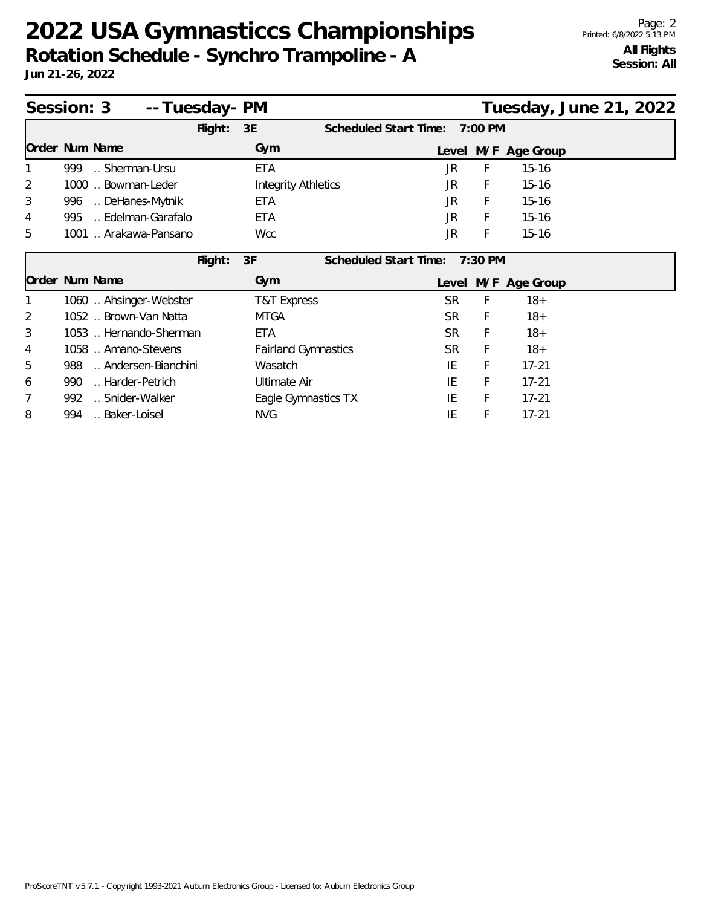# 2022 USA Gymnasticcs Championships

## Rotation Schedule - Synchro Trampoline - A

**Jun 21-26, 2022**

**All Flights**
**Session: All**

## Session: 3 -- Tuesday- PM — Tuesday, June 21, 2022

**Flight: 3E** — Scheduled Start Time: 7:00 PM

| Order | Num | Name | Gym | Level | M/F | Age Group |
|---|---|---|---|---|---|---|
| 1 | 999 | .. Sherman-Ursu | ETA | JR | F | 15-16 |
| 2 | 1000 | .. Bowman-Leder | Integrity Athletics | JR | F | 15-16 |
| 3 | 996 | .. DeHanes-Mytnik | ETA | JR | F | 15-16 |
| 4 | 995 | .. Edelman-Garafalo | ETA | JR | F | 15-16 |
| 5 | 1001 | .. Arakawa-Pansano | Wcc | JR | F | 15-16 |

**Flight: 3F** — Scheduled Start Time: 7:30 PM

| Order | Num | Name | Gym | Level | M/F | Age Group |
|---|---|---|---|---|---|---|
| 1 | 1060 | .. Ahsinger-Webster | T&T Express | SR | F | 18+ |
| 2 | 1052 | .. Brown-Van Natta | MTGA | SR | F | 18+ |
| 3 | 1053 | .. Hernando-Sherman | ETA | SR | F | 18+ |
| 4 | 1058 | .. Amano-Stevens | Fairland Gymnastics | SR | F | 18+ |
| 5 | 988 | .. Andersen-Bianchini | Wasatch | IE | F | 17-21 |
| 6 | 990 | .. Harder-Petrich | Ultimate Air | IE | F | 17-21 |
| 7 | 992 | .. Snider-Walker | Eagle Gymnastics TX | IE | F | 17-21 |
| 8 | 994 | .. Baker-Loisel | NVG | IE | F | 17-21 |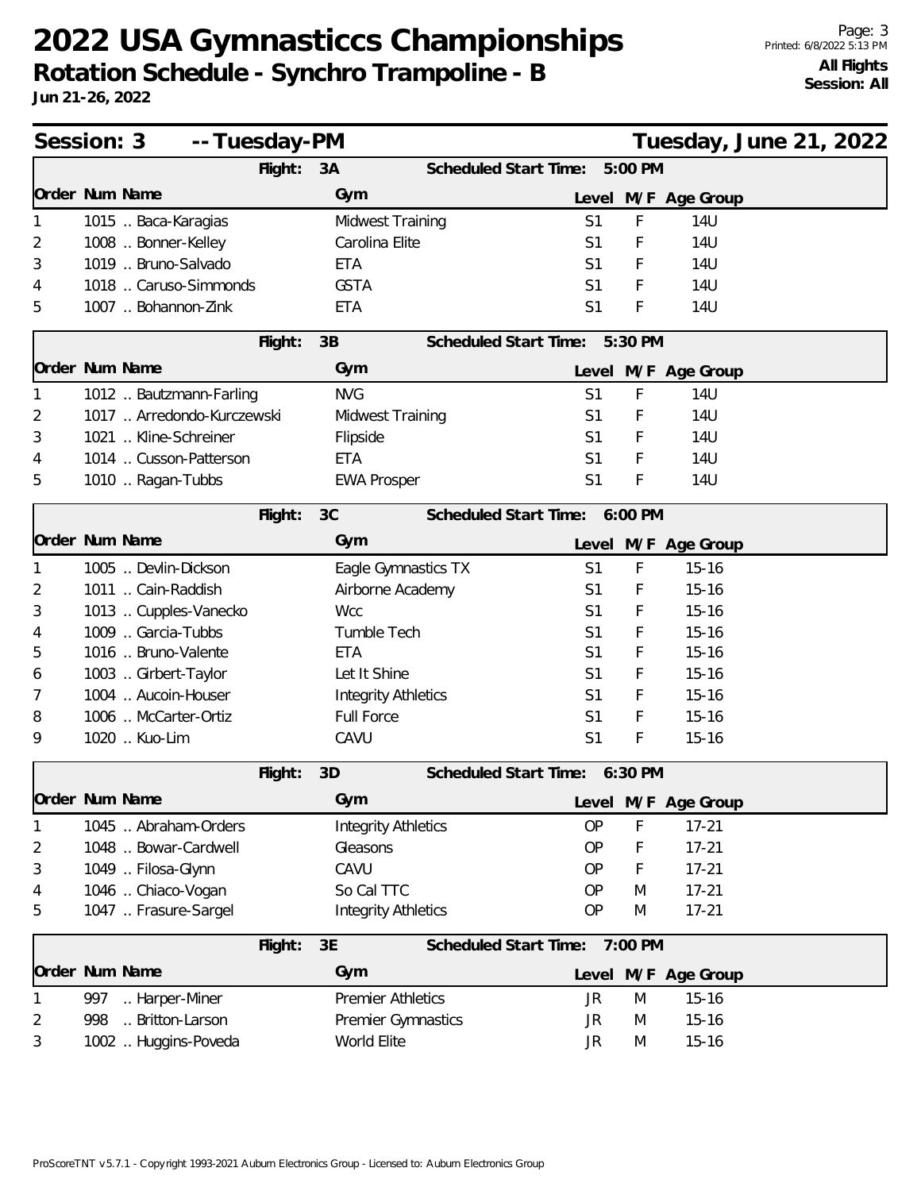# 2022 USA Gymnasticcs Championships

## Rotation Schedule - Synchro Trampoline - B

**Jun 21-26, 2022**

**All Flights**
**Session: All**

### Session: 3 -- Tuesday-PM — Tuesday, June 21, 2022

**Flight: 3A** — Scheduled Start Time: 5:00 PM

| Order | Num | Name | Gym | Level | M/F | Age Group |
|---|---|---|---|---|---|---|
| 1 | 1015 | .. Baca-Karagias | Midwest Training | S1 | F | 14U |
| 2 | 1008 | .. Bonner-Kelley | Carolina Elite | S1 | F | 14U |
| 3 | 1019 | .. Bruno-Salvado | ETA | S1 | F | 14U |
| 4 | 1018 | .. Caruso-Simmonds | GSTA | S1 | F | 14U |
| 5 | 1007 | .. Bohannon-Zink | ETA | S1 | F | 14U |

**Flight: 3B** — Scheduled Start Time: 5:30 PM

| Order | Num | Name | Gym | Level | M/F | Age Group |
|---|---|---|---|---|---|---|
| 1 | 1012 | .. Bautzmann-Farling | NVG | S1 | F | 14U |
| 2 | 1017 | .. Arredondo-Kurczewski | Midwest Training | S1 | F | 14U |
| 3 | 1021 | .. Kline-Schreiner | Flipside | S1 | F | 14U |
| 4 | 1014 | .. Cusson-Patterson | ETA | S1 | F | 14U |
| 5 | 1010 | .. Ragan-Tubbs | EWA Prosper | S1 | F | 14U |

**Flight: 3C** — Scheduled Start Time: 6:00 PM

| Order | Num | Name | Gym | Level | M/F | Age Group |
|---|---|---|---|---|---|---|
| 1 | 1005 | .. Devlin-Dickson | Eagle Gymnastics TX | S1 | F | 15-16 |
| 2 | 1011 | .. Cain-Raddish | Airborne Academy | S1 | F | 15-16 |
| 3 | 1013 | .. Cupples-Vanecko | Wcc | S1 | F | 15-16 |
| 4 | 1009 | .. Garcia-Tubbs | Tumble Tech | S1 | F | 15-16 |
| 5 | 1016 | .. Bruno-Valente | ETA | S1 | F | 15-16 |
| 6 | 1003 | .. Girbert-Taylor | Let It Shine | S1 | F | 15-16 |
| 7 | 1004 | .. Aucoin-Houser | Integrity Athletics | S1 | F | 15-16 |
| 8 | 1006 | .. McCarter-Ortiz | Full Force | S1 | F | 15-16 |
| 9 | 1020 | .. Kuo-Lim | CAVU | S1 | F | 15-16 |

**Flight: 3D** — Scheduled Start Time: 6:30 PM

| Order | Num | Name | Gym | Level | M/F | Age Group |
|---|---|---|---|---|---|---|
| 1 | 1045 | .. Abraham-Orders | Integrity Athletics | OP | F | 17-21 |
| 2 | 1048 | .. Bowar-Cardwell | Gleasons | OP | F | 17-21 |
| 3 | 1049 | .. Filosa-Glynn | CAVU | OP | F | 17-21 |
| 4 | 1046 | .. Chiaco-Vogan | So Cal TTC | OP | M | 17-21 |
| 5 | 1047 | .. Frasure-Sargel | Integrity Athletics | OP | M | 17-21 |

**Flight: 3E** — Scheduled Start Time: 7:00 PM

| Order | Num | Name | Gym | Level | M/F | Age Group |
|---|---|---|---|---|---|---|
| 1 | 997 | .. Harper-Miner | Premier Athletics | JR | M | 15-16 |
| 2 | 998 | .. Britton-Larson | Premier Gymnastics | JR | M | 15-16 |
| 3 | 1002 | .. Huggins-Poveda | World Elite | JR | M | 15-16 |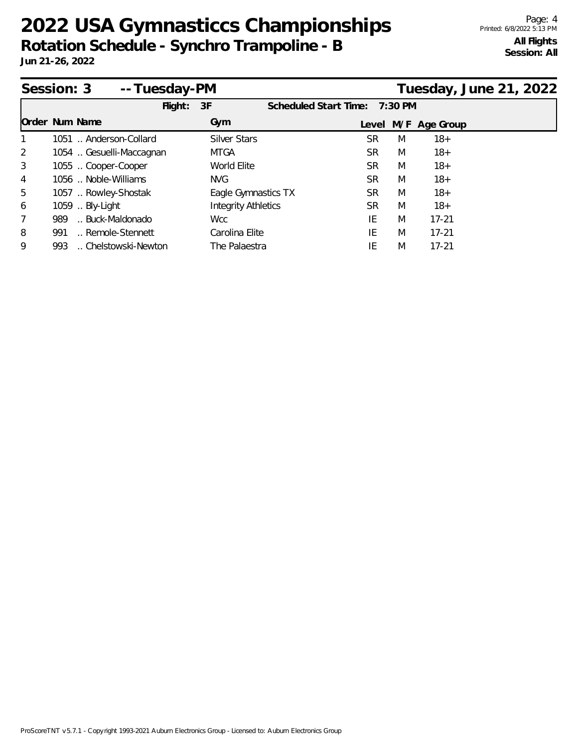# 2022 USA Gymnasticcs Championships

**Rotation Schedule - Synchro Trampoline - B**

**Jun 21-26, 2022**

Printed: 6/8/2022 5:13 PM

**All Flights**
**Session: All**

## Session: 3 -- Tuesday-PM — Tuesday, June 21, 2022

**Flight: 3F** — **Scheduled Start Time: 7:30 PM**

| Order | Num | Name | Gym | Level | M/F | Age Group |
|---|---|---|---|---|---|---|
| 1 | 1051 | .. Anderson-Collard | Silver Stars | SR | M | 18+ |
| 2 | 1054 | .. Gesuelli-Maccagnan | MTGA | SR | M | 18+ |
| 3 | 1055 | .. Cooper-Cooper | World Elite | SR | M | 18+ |
| 4 | 1056 | .. Noble-Williams | NVG | SR | M | 18+ |
| 5 | 1057 | .. Rowley-Shostak | Eagle Gymnastics TX | SR | M | 18+ |
| 6 | 1059 | .. Bly-Light | Integrity Athletics | SR | M | 18+ |
| 7 | 989 | .. Buck-Maldonado | Wcc | IE | M | 17-21 |
| 8 | 991 | .. Remole-Stennett | Carolina Elite | IE | M | 17-21 |
| 9 | 993 | .. Chelstowski-Newton | The Palaestra | IE | M | 17-21 |

ProScoreTNT v5.7.1 - Copyright 1993-2021 Auburn Electronics Group - Licensed to: Auburn Electronics Group